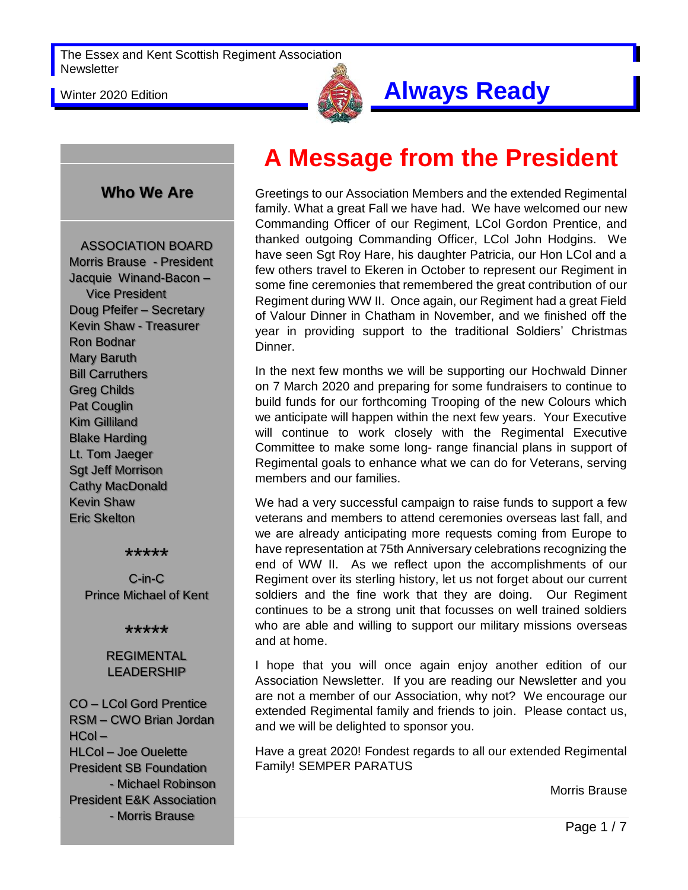The Essex and Kent Scottish Regiment Association Newsletter

Winter 2020 Edition

# Always Ready

## Who We Are

ASSOCIATION BOARD

Morris Brause - President
Jacquie Winand-Bacon – Vice President
Doug Pfeifer – Secretary
Kevin Shaw - Treasurer
Ron Bodnar
Mary Baruth
Bill Carruthers
Greg Childs
Pat Couglin
Kim Gilliland
Blake Harding
Lt. Tom Jaeger
Sgt Jeff Morrison
Cathy MacDonald
Kevin Shaw
Eric Skelton

*****

C-in-C
Prince Michael of Kent

*****

REGIMENTAL LEADERSHIP

CO – LCol Gord Prentice
RSM – CWO Brian Jordan
HCol –
HLCol – Joe Ouelette
President SB Foundation - Michael Robinson
President E&K Association - Morris Brause

# A Message from the President

Greetings to our Association Members and the extended Regimental family. What a great Fall we have had. We have welcomed our new Commanding Officer of our Regiment, LCol Gordon Prentice, and thanked outgoing Commanding Officer, LCol John Hodgins. We have seen Sgt Roy Hare, his daughter Patricia, our Hon LCol and a few others travel to Ekeren in October to represent our Regiment in some fine ceremonies that remembered the great contribution of our Regiment during WW II. Once again, our Regiment had a great Field of Valour Dinner in Chatham in November, and we finished off the year in providing support to the traditional Soldiers' Christmas Dinner.

In the next few months we will be supporting our Hochwald Dinner on 7 March 2020 and preparing for some fundraisers to continue to build funds for our forthcoming Trooping of the new Colours which we anticipate will happen within the next few years. Your Executive will continue to work closely with the Regimental Executive Committee to make some long- range financial plans in support of Regimental goals to enhance what we can do for Veterans, serving members and our families.

We had a very successful campaign to raise funds to support a few veterans and members to attend ceremonies overseas last fall, and we are already anticipating more requests coming from Europe to have representation at 75th Anniversary celebrations recognizing the end of WW II. As we reflect upon the accomplishments of our Regiment over its sterling history, let us not forget about our current soldiers and the fine work that they are doing. Our Regiment continues to be a strong unit that focusses on well trained soldiers who are able and willing to support our military missions overseas and at home.

I hope that you will once again enjoy another edition of our Association Newsletter. If you are reading our Newsletter and you are not a member of our Association, why not? We encourage our extended Regimental family and friends to join. Please contact us, and we will be delighted to sponsor you.

Have a great 2020! Fondest regards to all our extended Regimental Family! SEMPER PARATUS

Morris Brause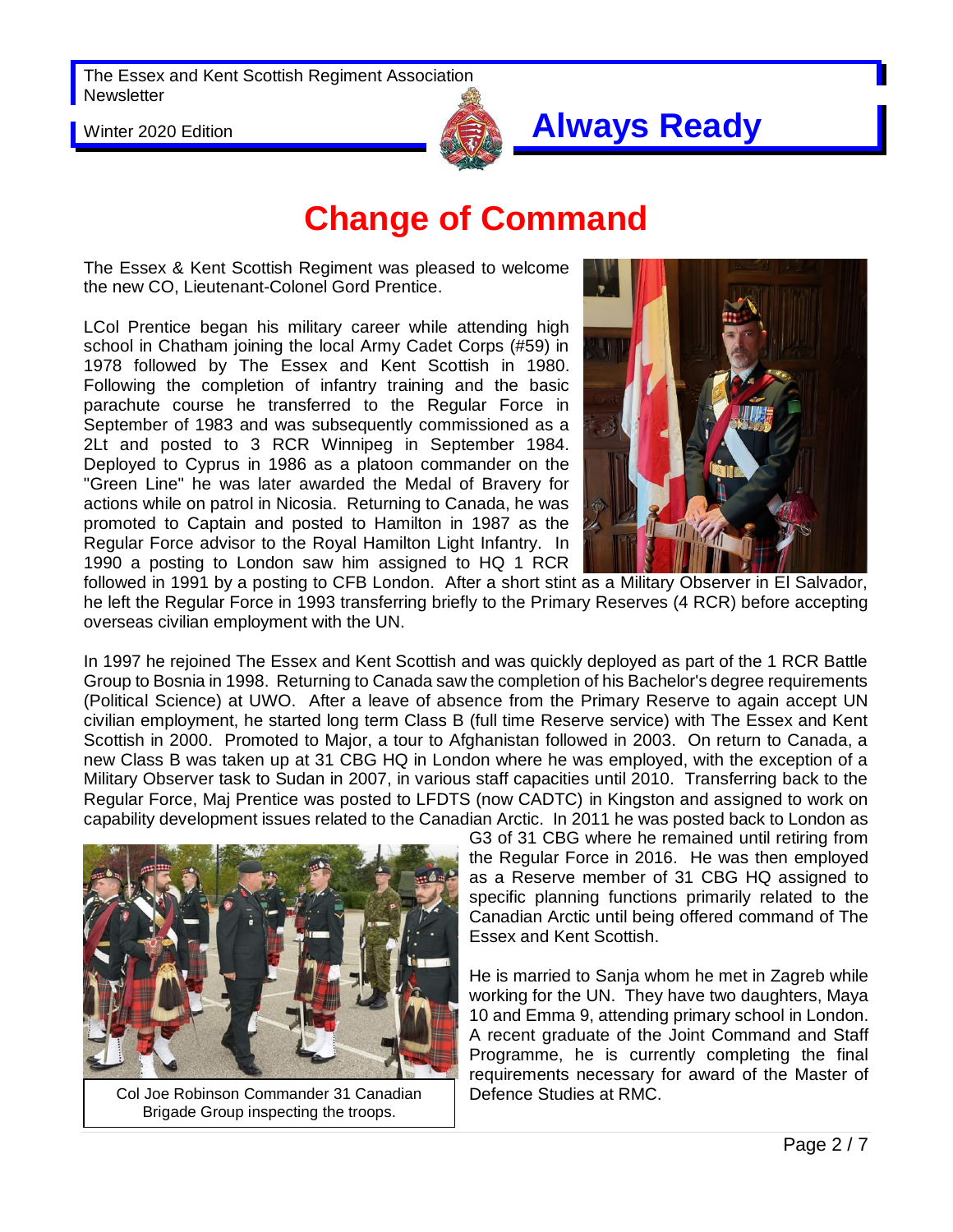# Change of Command

The Essex & Kent Scottish Regiment was pleased to welcome the new CO, Lieutenant-Colonel Gord Prentice.

LCol Prentice began his military career while attending high school in Chatham joining the local Army Cadet Corps (#59) in 1978 followed by The Essex and Kent Scottish in 1980. Following the completion of infantry training and the basic parachute course he transferred to the Regular Force in September of 1983 and was subsequently commissioned as a 2Lt and posted to 3 RCR Winnipeg in September 1984. Deployed to Cyprus in 1986 as a platoon commander on the "Green Line" he was later awarded the Medal of Bravery for actions while on patrol in Nicosia. Returning to Canada, he was promoted to Captain and posted to Hamilton in 1987 as the Regular Force advisor to the Royal Hamilton Light Infantry. In 1990 a posting to London saw him assigned to HQ 1 RCR followed in 1991 by a posting to CFB London. After a short stint as a Military Observer in El Salvador, he left the Regular Force in 1993 transferring briefly to the Primary Reserves (4 RCR) before accepting overseas civilian employment with the UN.

In 1997 he rejoined The Essex and Kent Scottish and was quickly deployed as part of the 1 RCR Battle Group to Bosnia in 1998. Returning to Canada saw the completion of his Bachelor's degree requirements (Political Science) at UWO. After a leave of absence from the Primary Reserve to again accept UN civilian employment, he started long term Class B (full time Reserve service) with The Essex and Kent Scottish in 2000. Promoted to Major, a tour to Afghanistan followed in 2003. On return to Canada, a new Class B was taken up at 31 CBG HQ in London where he was employed, with the exception of a Military Observer task to Sudan in 2007, in various staff capacities until 2010. Transferring back to the Regular Force, Maj Prentice was posted to LFDTS (now CADTC) in Kingston and assigned to work on capability development issues related to the Canadian Arctic. In 2011 he was posted back to London as G3 of 31 CBG where he remained until retiring from the Regular Force in 2016. He was then employed as a Reserve member of 31 CBG HQ assigned to specific planning functions primarily related to the Canadian Arctic until being offered command of The Essex and Kent Scottish.

Col Joe Robinson Commander 31 Canadian Brigade Group inspecting the troops.

He is married to Sanja whom he met in Zagreb while working for the UN. They have two daughters, Maya 10 and Emma 9, attending primary school in London. A recent graduate of the Joint Command and Staff Programme, he is currently completing the final requirements necessary for award of the Master of Defence Studies at RMC.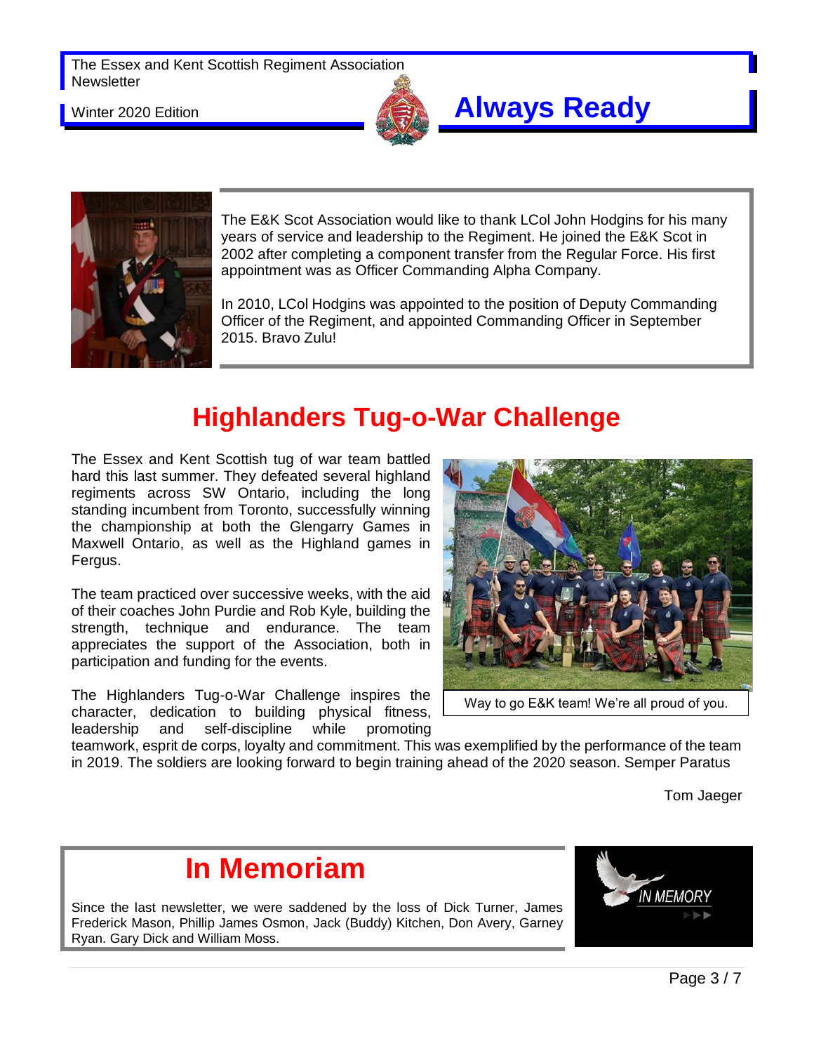The E&K Scot Association would like to thank LCol John Hodgins for his many years of service and leadership to the Regiment. He joined the E&K Scot in 2002 after completing a component transfer from the Regular Force. His first appointment was as Officer Commanding Alpha Company.

In 2010, LCol Hodgins was appointed to the position of Deputy Commanding Officer of the Regiment, and appointed Commanding Officer in September 2015. Bravo Zulu!

# Highlanders Tug-o-War Challenge

The Essex and Kent Scottish tug of war team battled hard this last summer. They defeated several highland regiments across SW Ontario, including the long standing incumbent from Toronto, successfully winning the championship at both the Glengarry Games in Maxwell Ontario, as well as the Highland games in Fergus.

The team practiced over successive weeks, with the aid of their coaches John Purdie and Rob Kyle, building the strength, technique and endurance. The team appreciates the support of the Association, both in participation and funding for the events.

Way to go E&K team! We're all proud of you.

The Highlanders Tug-o-War Challenge inspires the character, dedication to building physical fitness, leadership and self-discipline while promoting teamwork, esprit de corps, loyalty and commitment. This was exemplified by the performance of the team in 2019. The soldiers are looking forward to begin training ahead of the 2020 season. Semper Paratus

Tom Jaeger

# In Memoriam

Since the last newsletter, we were saddened by the loss of Dick Turner, James Frederick Mason, Phillip James Osmon, Jack (Buddy) Kitchen, Don Avery, Garney Ryan. Gary Dick and William Moss.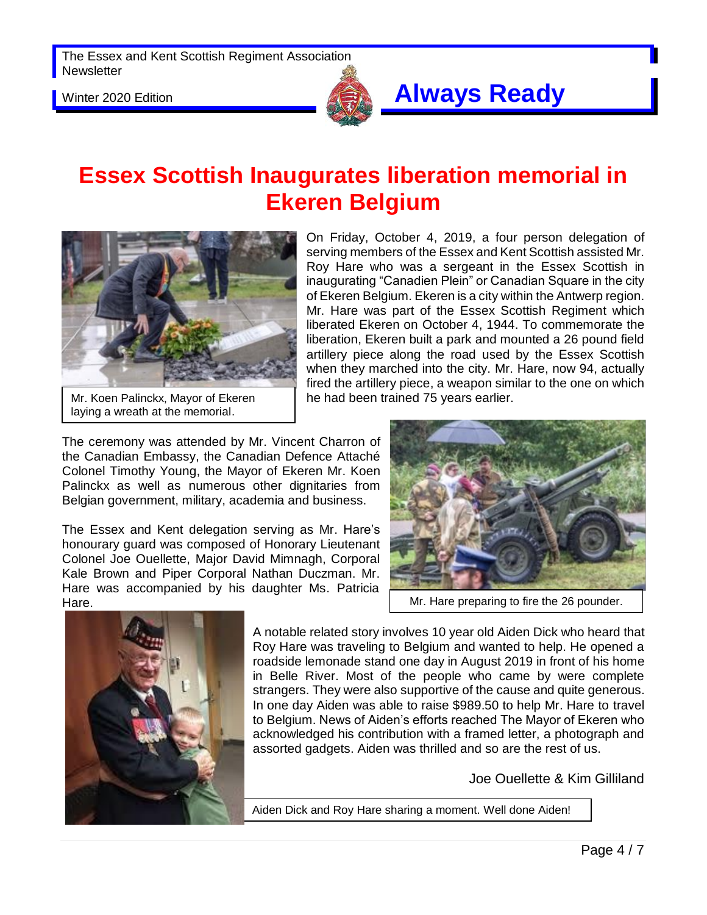# Essex Scottish Inaugurates liberation memorial in Ekeren Belgium

On Friday, October 4, 2019, a four person delegation of serving members of the Essex and Kent Scottish assisted Mr. Roy Hare who was a sergeant in the Essex Scottish in inaugurating "Canadien Plein" or Canadian Square in the city of Ekeren Belgium. Ekeren is a city within the Antwerp region. Mr. Hare was part of the Essex Scottish Regiment which liberated Ekeren on October 4, 1944. To commemorate the liberation, Ekeren built a park and mounted a 26 pound field artillery piece along the road used by the Essex Scottish when they marched into the city. Mr. Hare, now 94, actually fired the artillery piece, a weapon similar to the one on which he had been trained 75 years earlier.

Mr. Koen Palinckx, Mayor of Ekeren laying a wreath at the memorial.

The ceremony was attended by Mr. Vincent Charron of the Canadian Embassy, the Canadian Defence Attaché Colonel Timothy Young, the Mayor of Ekeren Mr. Koen Palinckx as well as numerous other dignitaries from Belgian government, military, academia and business.

The Essex and Kent delegation serving as Mr. Hare's honourary guard was composed of Honorary Lieutenant Colonel Joe Ouellette, Major David Mimnagh, Corporal Kale Brown and Piper Corporal Nathan Duczman. Mr. Hare was accompanied by his daughter Ms. Patricia Hare.

Mr. Hare preparing to fire the 26 pounder.

A notable related story involves 10 year old Aiden Dick who heard that Roy Hare was traveling to Belgium and wanted to help. He opened a roadside lemonade stand one day in August 2019 in front of his home in Belle River. Most of the people who came by were complete strangers. They were also supportive of the cause and quite generous. In one day Aiden was able to raise $989.50 to help Mr. Hare to travel to Belgium. News of Aiden's efforts reached The Mayor of Ekeren who acknowledged his contribution with a framed letter, a photograph and assorted gadgets. Aiden was thrilled and so are the rest of us.

Joe Ouellette & Kim Gilliland

Aiden Dick and Roy Hare sharing a moment. Well done Aiden!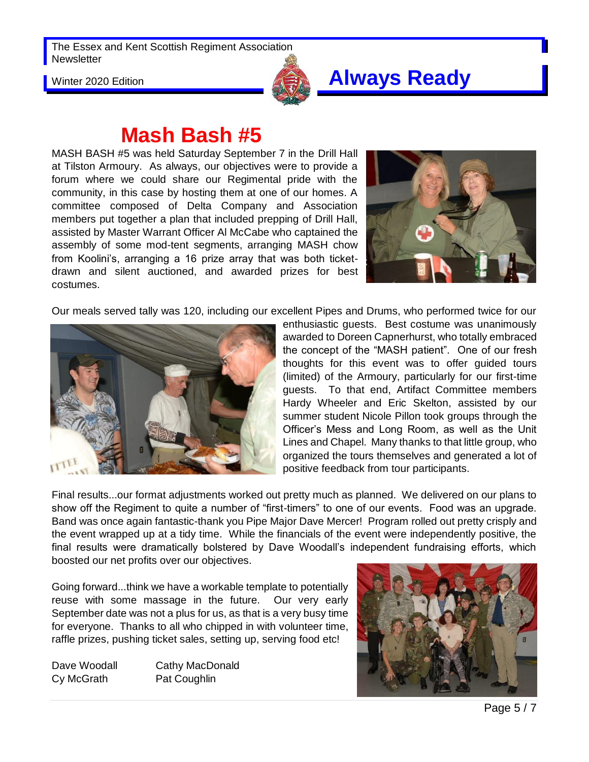# Mash Bash #5

MASH BASH #5 was held Saturday September 7 in the Drill Hall at Tilston Armoury. As always, our objectives were to provide a forum where we could share our Regimental pride with the community, in this case by hosting them at one of our homes. A committee composed of Delta Company and Association members put together a plan that included prepping of Drill Hall, assisted by Master Warrant Officer Al McCabe who captained the assembly of some mod-tent segments, arranging MASH chow from Koolini's, arranging a 16 prize array that was both ticket-drawn and silent auctioned, and awarded prizes for best costumes.

Our meals served tally was 120, including our excellent Pipes and Drums, who performed twice for our enthusiastic guests. Best costume was unanimously awarded to Doreen Capnerhurst, who totally embraced the concept of the "MASH patient". One of our fresh thoughts for this event was to offer guided tours (limited) of the Armoury, particularly for our first-time guests. To that end, Artifact Committee members Hardy Wheeler and Eric Skelton, assisted by our summer student Nicole Pillon took groups through the Officer's Mess and Long Room, as well as the Unit Lines and Chapel. Many thanks to that little group, who organized the tours themselves and generated a lot of positive feedback from tour participants.

Final results...our format adjustments worked out pretty much as planned. We delivered on our plans to show off the Regiment to quite a number of "first-timers" to one of our events. Food was an upgrade. Band was once again fantastic-thank you Pipe Major Dave Mercer! Program rolled out pretty crisply and the event wrapped up at a tidy time. While the financials of the event were independently positive, the final results were dramatically bolstered by Dave Woodall's independent fundraising efforts, which boosted our net profits over our objectives.

Going forward...think we have a workable template to potentially reuse with some massage in the future. Our very early September date was not a plus for us, as that is a very busy time for everyone. Thanks to all who chipped in with volunteer time, raffle prizes, pushing ticket sales, setting up, serving food etc!

Dave Woodall
Cy McGrath
Cathy MacDonald
Pat Coughlin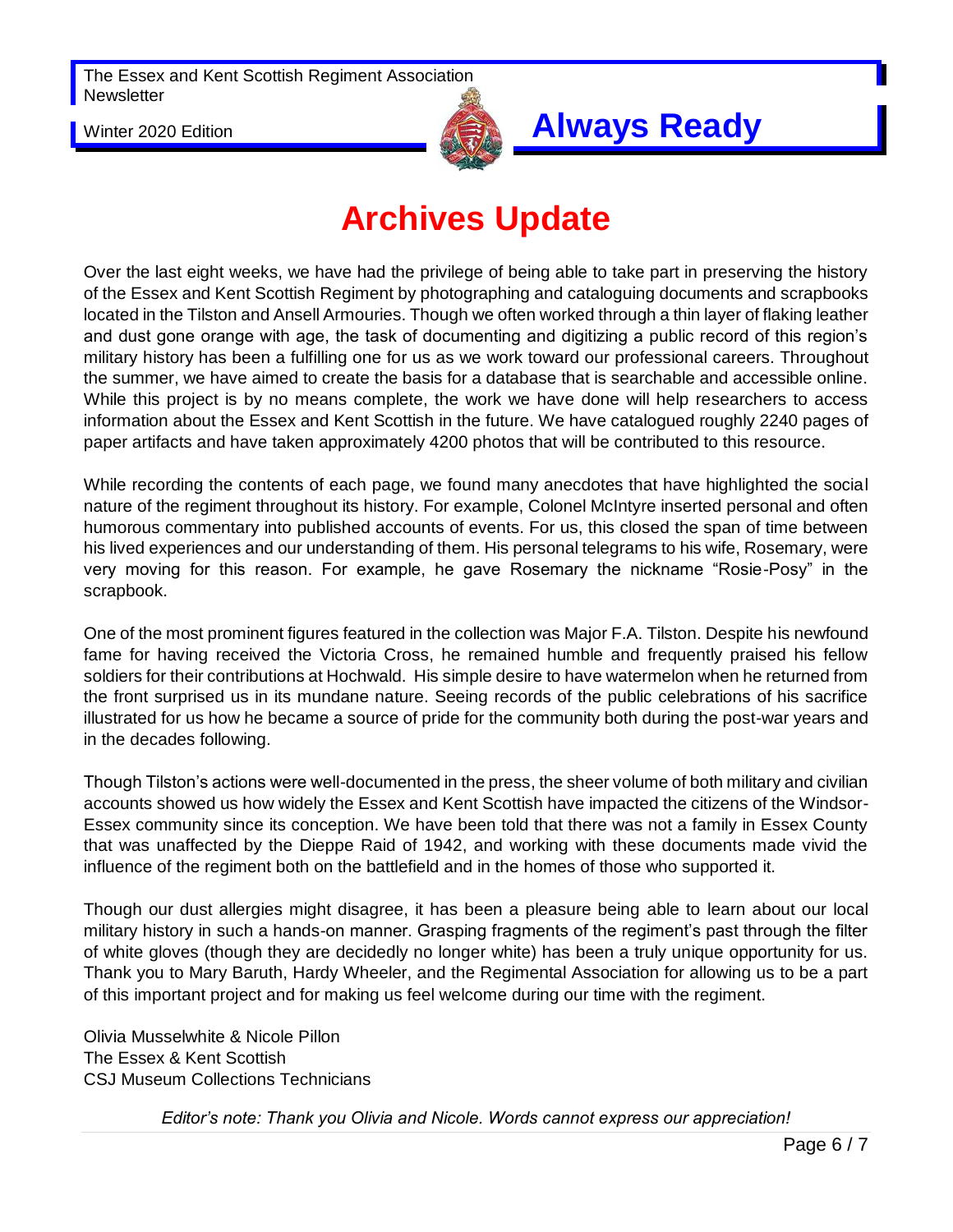# Archives Update

Over the last eight weeks, we have had the privilege of being able to take part in preserving the history of the Essex and Kent Scottish Regiment by photographing and cataloguing documents and scrapbooks located in the Tilston and Ansell Armouries. Though we often worked through a thin layer of flaking leather and dust gone orange with age, the task of documenting and digitizing a public record of this region's military history has been a fulfilling one for us as we work toward our professional careers. Throughout the summer, we have aimed to create the basis for a database that is searchable and accessible online. While this project is by no means complete, the work we have done will help researchers to access information about the Essex and Kent Scottish in the future. We have catalogued roughly 2240 pages of paper artifacts and have taken approximately 4200 photos that will be contributed to this resource.

While recording the contents of each page, we found many anecdotes that have highlighted the social nature of the regiment throughout its history. For example, Colonel McIntyre inserted personal and often humorous commentary into published accounts of events. For us, this closed the span of time between his lived experiences and our understanding of them. His personal telegrams to his wife, Rosemary, were very moving for this reason. For example, he gave Rosemary the nickname "Rosie-Posy" in the scrapbook.

One of the most prominent figures featured in the collection was Major F.A. Tilston. Despite his newfound fame for having received the Victoria Cross, he remained humble and frequently praised his fellow soldiers for their contributions at Hochwald. His simple desire to have watermelon when he returned from the front surprised us in its mundane nature. Seeing records of the public celebrations of his sacrifice illustrated for us how he became a source of pride for the community both during the post-war years and in the decades following.

Though Tilston's actions were well-documented in the press, the sheer volume of both military and civilian accounts showed us how widely the Essex and Kent Scottish have impacted the citizens of the Windsor-Essex community since its conception. We have been told that there was not a family in Essex County that was unaffected by the Dieppe Raid of 1942, and working with these documents made vivid the influence of the regiment both on the battlefield and in the homes of those who supported it.

Though our dust allergies might disagree, it has been a pleasure being able to learn about our local military history in such a hands-on manner. Grasping fragments of the regiment's past through the filter of white gloves (though they are decidedly no longer white) has been a truly unique opportunity for us. Thank you to Mary Baruth, Hardy Wheeler, and the Regimental Association for allowing us to be a part of this important project and for making us feel welcome during our time with the regiment.

Olivia Musselwhite & Nicole Pillon
The Essex & Kent Scottish
CSJ Museum Collections Technicians

*Editor's note: Thank you Olivia and Nicole. Words cannot express our appreciation!*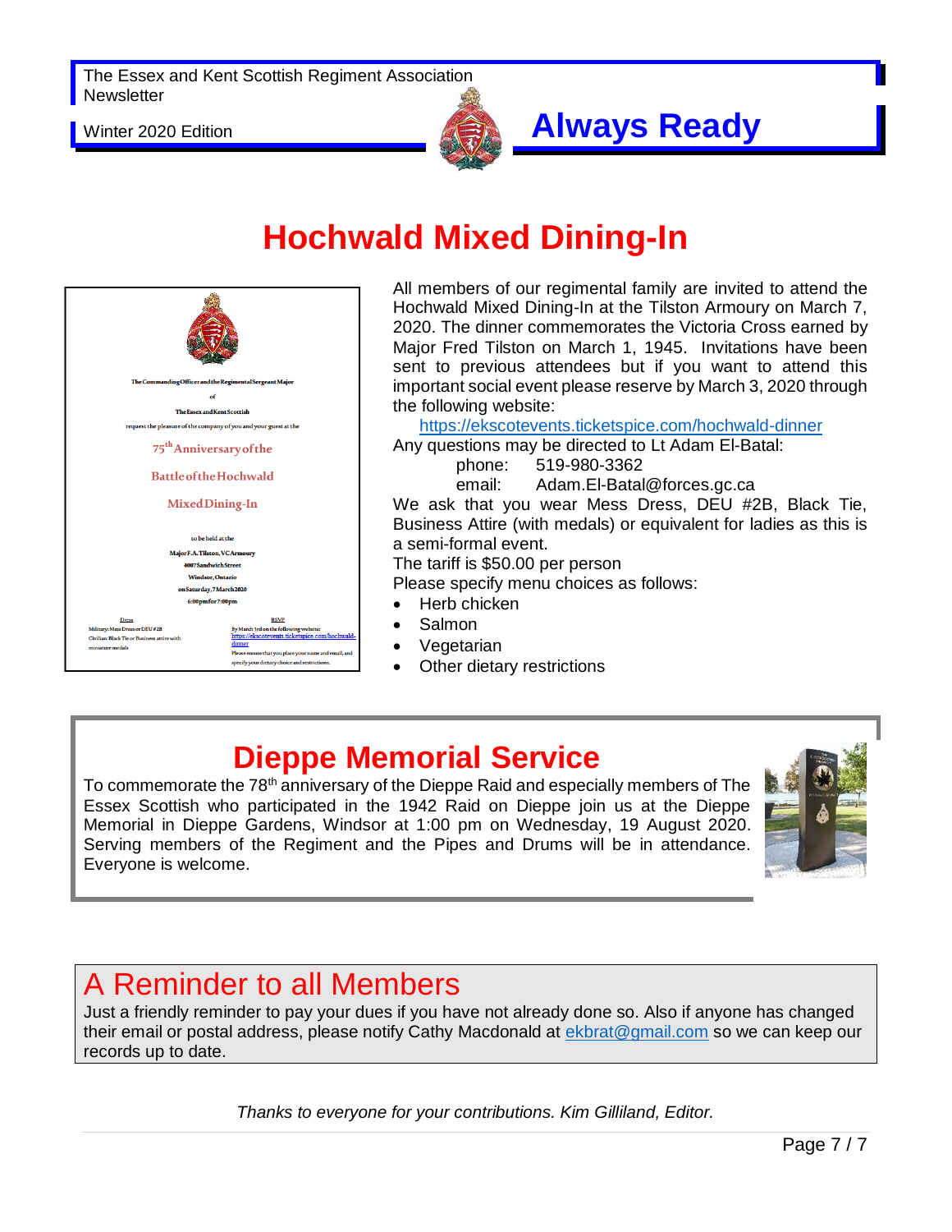# Hochwald Mixed Dining-In

The Commanding Officer and the Regimental Sergeant Major
of
The Essex and Kent Scottish
request the pleasure of the company of you and your guest at the

75th Anniversary of the

Battle of the Hochwald

Mixed Dining-In

to be held at the
Major F.A. Tilston, VC Armoury
4007 Sandwich Street
Windsor, Ontario
on Saturday, 7 March 2020
6:00pm for 7:00pm

Dress
Military: Mess Dress or DEU #2B
Civilian: Black Tie or Business attire with miniature medals

RSVP
By March 3rd on the following website:
https://ekscotevents.ticketspice.com/hochwald-dinner
Please ensure that you place your name and email, and specify your dietary choice and restrictions.

All members of our regimental family are invited to attend the Hochwald Mixed Dining-In at the Tilston Armoury on March 7, 2020. The dinner commemorates the Victoria Cross earned by Major Fred Tilston on March 1, 1945. Invitations have been sent to previous attendees but if you want to attend this important social event please reserve by March 3, 2020 through the following website:

https://ekscotevents.ticketspice.com/hochwald-dinner

Any questions may be directed to Lt Adam El-Batal:

phone: 519-980-3362
email: Adam.El-Batal@forces.gc.ca

We ask that you wear Mess Dress, DEU #2B, Black Tie, Business Attire (with medals) or equivalent for ladies as this is a semi-formal event.

The tariff is $50.00 per person

Please specify menu choices as follows:

- Herb chicken
- Salmon
- Vegetarian
- Other dietary restrictions

# Dieppe Memorial Service

To commemorate the 78th anniversary of the Dieppe Raid and especially members of The Essex Scottish who participated in the 1942 Raid on Dieppe join us at the Dieppe Memorial in Dieppe Gardens, Windsor at 1:00 pm on Wednesday, 19 August 2020. Serving members of the Regiment and the Pipes and Drums will be in attendance. Everyone is welcome.

# A Reminder to all Members

Just a friendly reminder to pay your dues if you have not already done so. Also if anyone has changed their email or postal address, please notify Cathy Macdonald at ekbrat@gmail.com so we can keep our records up to date.

*Thanks to everyone for your contributions. Kim Gilliland, Editor.*